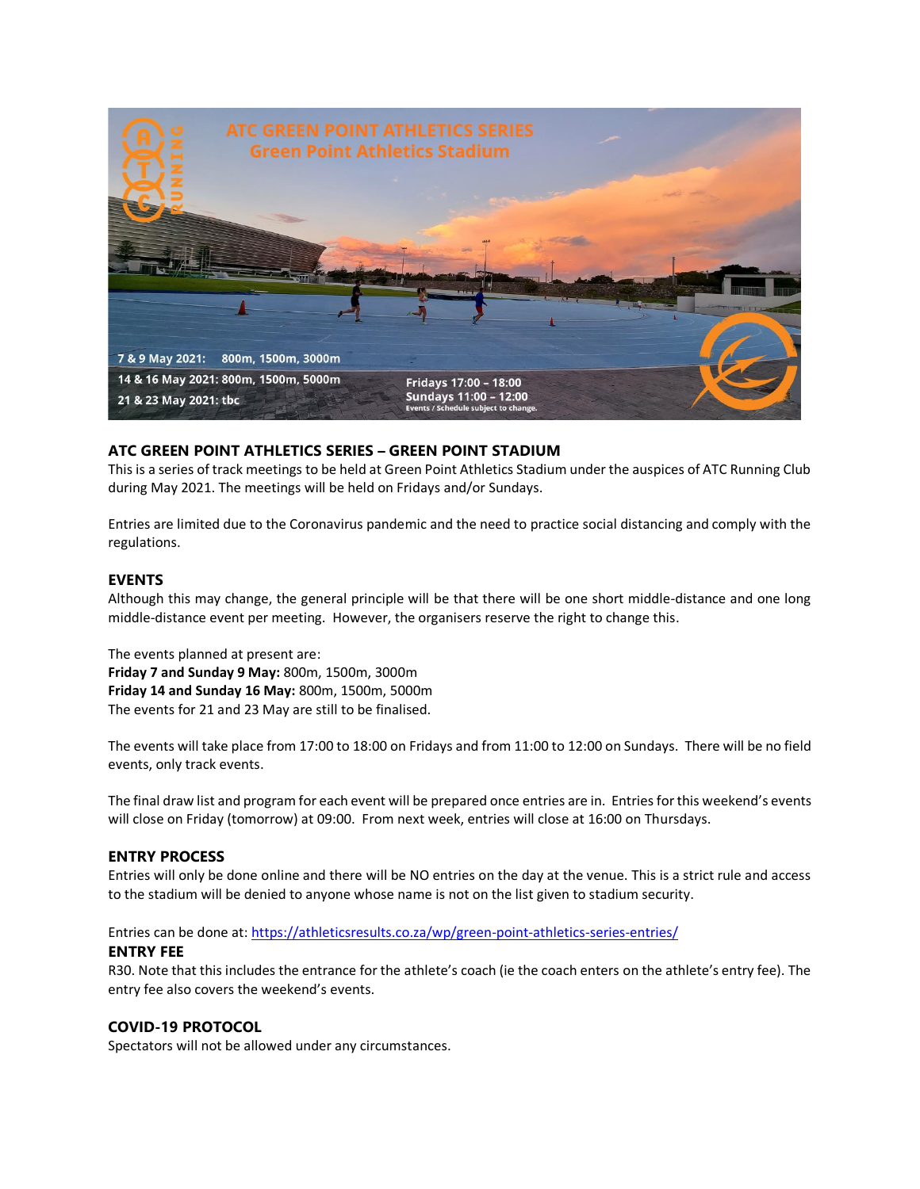## ATC GREEN POINT ATHLETICS SERIES – GREEN POINT STADIUM

This is a series of track meetings to be held at Green Point Athletics Stadium under the auspices of ATC Running Club during May 2021. The meetings will be held on Fridays and/or Sundays.

Entries are limited due to the Coronavirus pandemic and the need to practice social distancing and comply with the regulations.

### EVENTS

Although this may change, the general principle will be that there will be one short middle-distance and one long middle-distance event per meeting. However, the organisers reserve the right to change this.

The events planned at present are:
**Friday 7 and Sunday 9 May:** 800m, 1500m, 3000m
**Friday 14 and Sunday 16 May:** 800m, 1500m, 5000m
The events for 21 and 23 May are still to be finalised.

The events will take place from 17:00 to 18:00 on Fridays and from 11:00 to 12:00 on Sundays. There will be no field events, only track events.

The final draw list and program for each event will be prepared once entries are in. Entries for this weekend's events will close on Friday (tomorrow) at 09:00. From next week, entries will close at 16:00 on Thursdays.

### ENTRY PROCESS

Entries will only be done online and there will be NO entries on the day at the venue. This is a strict rule and access to the stadium will be denied to anyone whose name is not on the list given to stadium security.

Entries can be done at: https://athleticsresults.co.za/wp/green-point-athletics-series-entries/

### ENTRY FEE

R30. Note that this includes the entrance for the athlete's coach (ie the coach enters on the athlete's entry fee). The entry fee also covers the weekend's events.

### COVID-19 PROTOCOL

Spectators will not be allowed under any circumstances.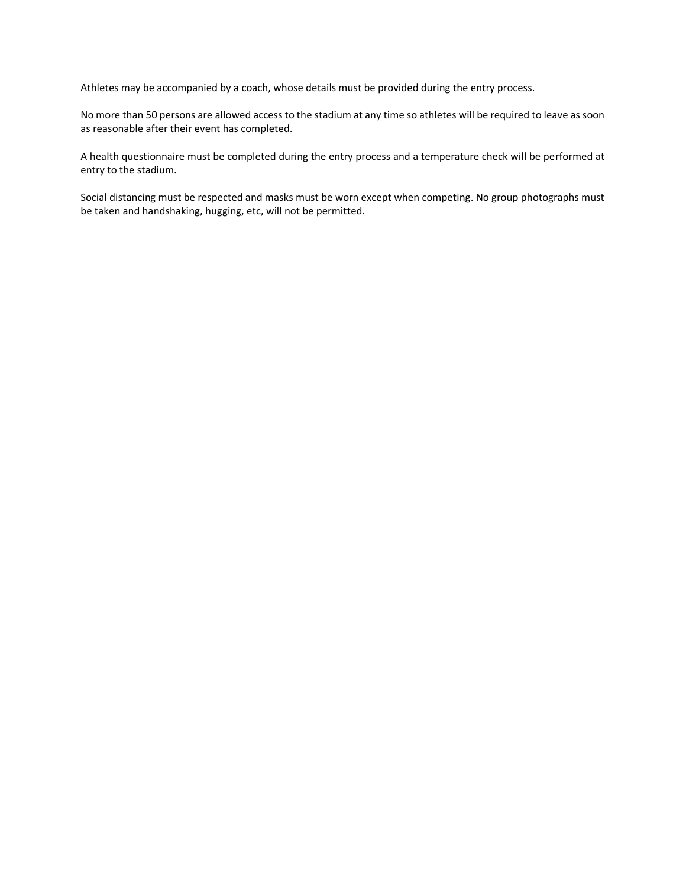Athletes may be accompanied by a coach, whose details must be provided during the entry process.

No more than 50 persons are allowed access to the stadium at any time so athletes will be required to leave as soon as reasonable after their event has completed.

A health questionnaire must be completed during the entry process and a temperature check will be performed at entry to the stadium.

Social distancing must be respected and masks must be worn except when competing. No group photographs must be taken and handshaking, hugging, etc, will not be permitted.